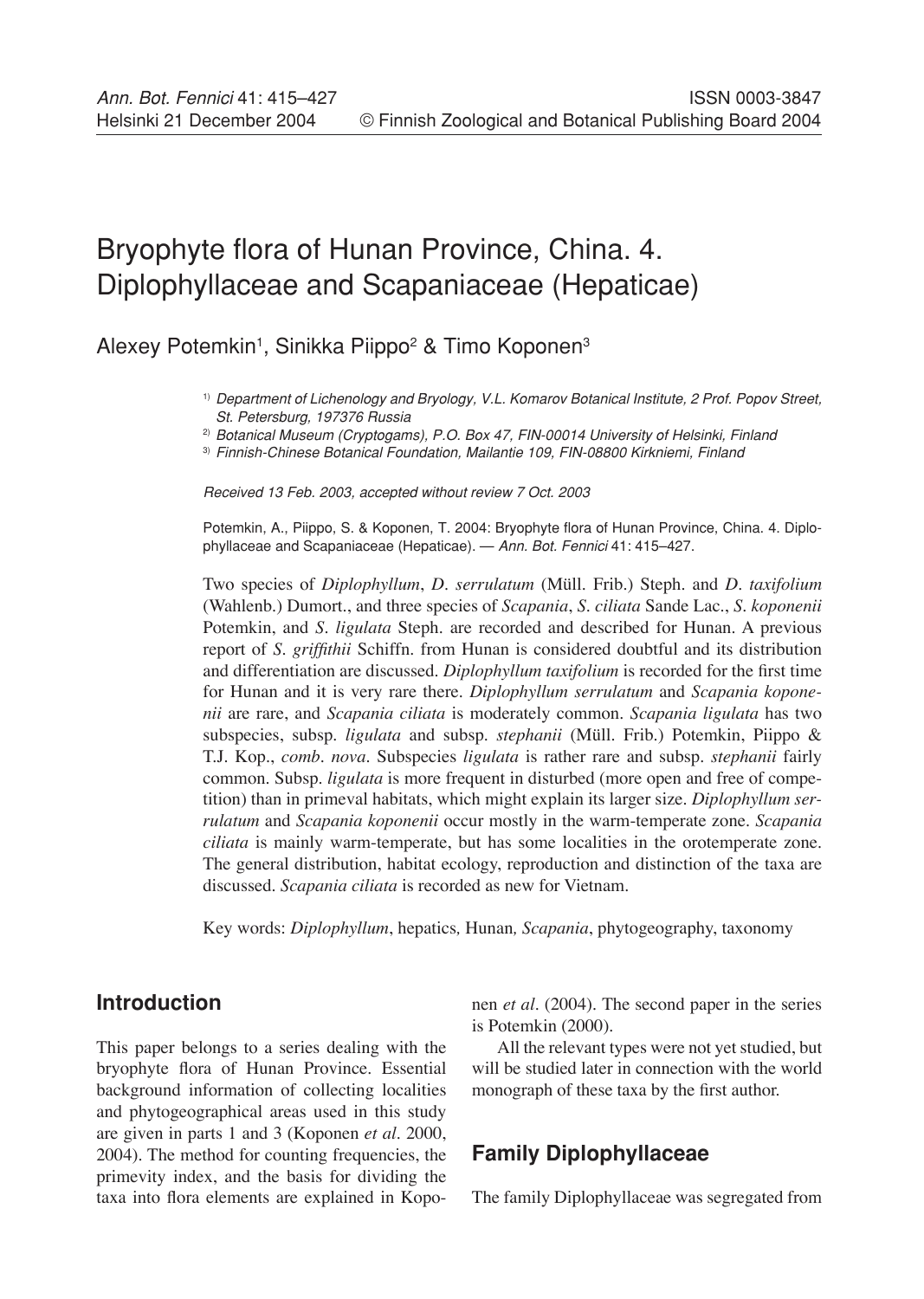# Bryophyte flora of Hunan Province, China. 4. Diplophyllaceae and Scapaniaceae (Hepaticae)

Alexey Potemkin[1], Sinikka Piippo[2] & Timo Koponen[3]

[1] *Department of Lichenology and Bryology, V.L. Komarov Botanical Institute, 2 Prof. Popov Street, St. Petersburg, 197376 Russia*

[2] *Botanical Museum (Cryptogams), P.O. Box 47, FIN-00014 University of Helsinki, Finland*

[3] *Finnish-Chinese Botanical Foundation, Mailantie 109, FIN-08800 Kirkniemi, Finland*

*Received 13 Feb. 2003, accepted without review 7 Oct. 2003*

Potemkin, A., Piippo, S. & Koponen, T. 2004: Bryophyte flora of Hunan Province, China. 4. Diplophyllaceae and Scapaniaceae (Hepaticae). — *Ann. Bot. Fennici* 41: 415–427.

Two species of *Diplophyllum*, *D. serrulatum* (Müll. Frib.) Steph. and *D. taxifolium* (Wahlenb.) Dumort., and three species of *Scapania*, *S. ciliata* Sande Lac., *S. koponenii* Potemkin, and *S. ligulata* Steph. are recorded and described for Hunan. A previous report of *S. griffithii* Schiffn. from Hunan is considered doubtful and its distribution and differentiation are discussed. *Diplophyllum taxifolium* is recorded for the first time for Hunan and it is very rare there. *Diplophyllum serrulatum* and *Scapania koponenii* are rare, and *Scapania ciliata* is moderately common. *Scapania ligulata* has two subspecies, subsp. *ligulata* and subsp. *stephanii* (Müll. Frib.) Potemkin, Piippo & T.J. Kop., *comb. nova*. Subspecies *ligulata* is rather rare and subsp. *stephanii* fairly common. Subsp. *ligulata* is more frequent in disturbed (more open and free of competition) than in primeval habitats, which might explain its larger size. *Diplophyllum serrulatum* and *Scapania koponenii* occur mostly in the warm-temperate zone. *Scapania ciliata* is mainly warm-temperate, but has some localities in the orotemperate zone. The general distribution, habitat ecology, reproduction and distinction of the taxa are discussed. *Scapania ciliata* is recorded as new for Vietnam.

Key words: *Diplophyllum*, hepatics, Hunan, *Scapania*, phytogeography, taxonomy

## Introduction

This paper belongs to a series dealing with the bryophyte flora of Hunan Province. Essential background information of collecting localities and phytogeographical areas used in this study are given in parts 1 and 3 (Koponen *et al*. 2000, 2004). The method for counting frequencies, the primevity index, and the basis for dividing the taxa into flora elements are explained in Koponen *et al*. (2004). The second paper in the series is Potemkin (2000).

All the relevant types were not yet studied, but will be studied later in connection with the world monograph of these taxa by the first author.

## Family Diplophyllaceae

The family Diplophyllaceae was segregated from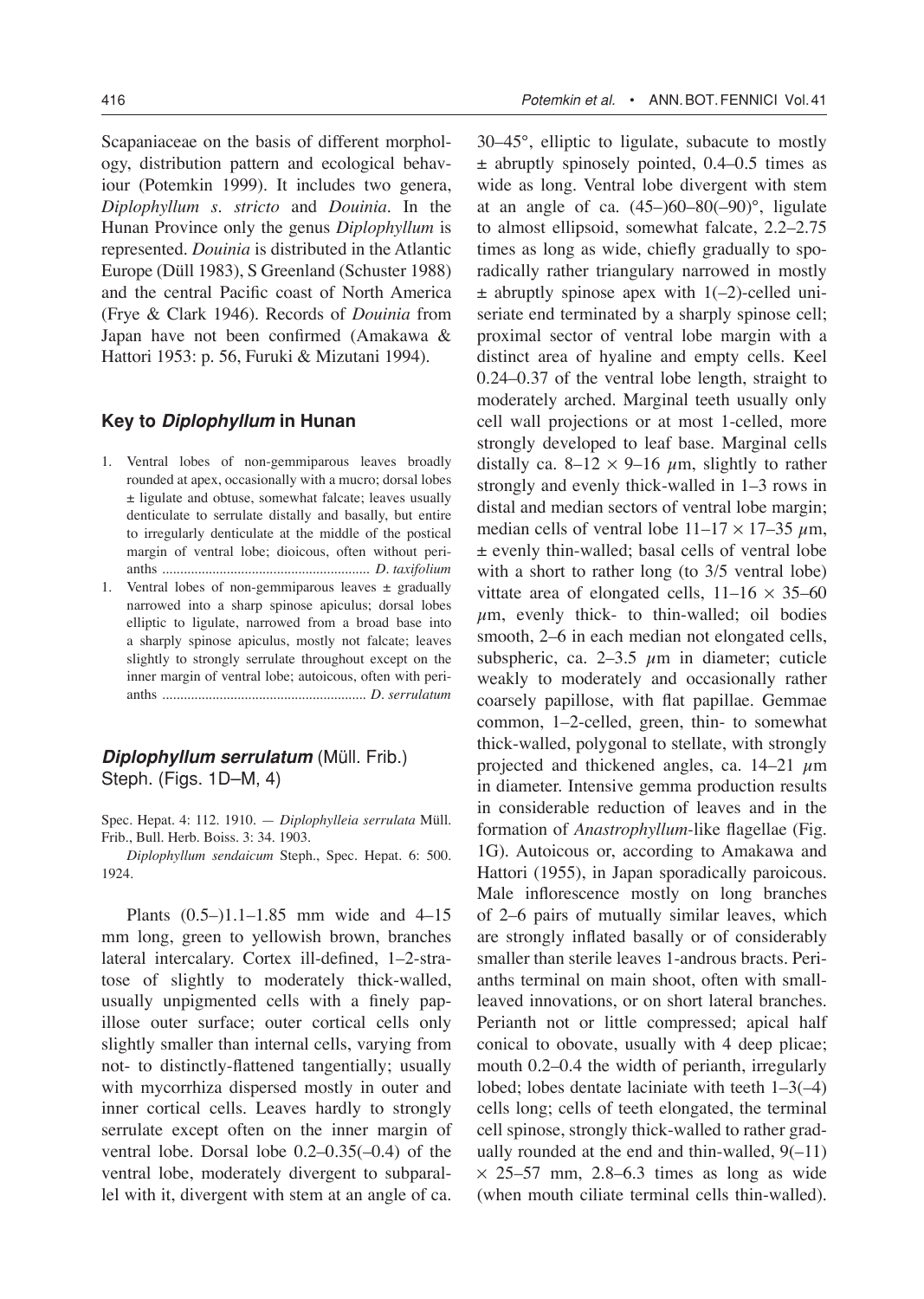Scapaniaceae on the basis of different morphology, distribution pattern and ecological behaviour (Potemkin 1999). It includes two genera, *Diplophyllum s. stricto* and *Douinia*. In the Hunan Province only the genus *Diplophyllum* is represented. *Douinia* is distributed in the Atlantic Europe (Düll 1983), S Greenland (Schuster 1988) and the central Pacific coast of North America (Frye & Clark 1946). Records of *Douinia* from Japan have not been confirmed (Amakawa & Hattori 1953: p. 56, Furuki & Mizutani 1994).

## Key to *Diplophyllum* in Hunan

1. Ventral lobes of non-gemmiparous leaves broadly rounded at apex, occasionally with a mucro; dorsal lobes ± ligulate and obtuse, somewhat falcate; leaves usually denticulate to serrulate distally and basally, but entire to irregularly denticulate at the middle of the postical margin of ventral lobe; dioicous, often without perianths ........................................................ *D. taxifolium*
1. Ventral lobes of non-gemmiparous leaves ± gradually narrowed into a sharp spinose apiculus; dorsal lobes elliptic to ligulate, narrowed from a broad base into a sharply spinose apiculus, mostly not falcate; leaves slightly to strongly serrulate throughout except on the inner margin of ventral lobe; autoicous, often with perianths ........................................................ *D. serrulatum*

## *Diplophyllum serrulatum* (Müll. Frib.) Steph. (Figs. 1D–M, 4)

Spec. Hepat. 4: 112. 1910. — *Diplophylleia serrulata* Müll. Frib., Bull. Herb. Boiss. 3: 34. 1903.

*Diplophyllum sendaicum* Steph., Spec. Hepat. 6: 500. 1924.

Plants (0.5–)1.1–1.85 mm wide and 4–15 mm long, green to yellowish brown, branches lateral intercalary. Cortex ill-defined, 1–2-stratose of slightly to moderately thick-walled, usually unpigmented cells with a finely papillose outer surface; outer cortical cells only slightly smaller than internal cells, varying from not- to distinctly-flattened tangentially; usually with mycorrhiza dispersed mostly in outer and inner cortical cells. Leaves hardly to strongly serrulate except often on the inner margin of ventral lobe. Dorsal lobe 0.2–0.35(–0.4) of the ventral lobe, moderately divergent to subparallel with it, divergent with stem at an angle of ca. 30–45°, elliptic to ligulate, subacute to mostly ± abruptly spinosely pointed, 0.4–0.5 times as wide as long. Ventral lobe divergent with stem at an angle of ca. (45–)60–80(–90)°, ligulate to almost ellipsoid, somewhat falcate, 2.2–2.75 times as long as wide, chiefly gradually to sporadically rather triangulary narrowed in mostly ± abruptly spinose apex with 1(–2)-celled uniseriate end terminated by a sharply spinose cell; proximal sector of ventral lobe margin with a distinct area of hyaline and empty cells. Keel 0.24–0.37 of the ventral lobe length, straight to moderately arched. Marginal teeth usually only cell wall projections or at most 1-celled, more strongly developed to leaf base. Marginal cells distally ca. $8–12 \times 9–16$ $\mu$m, slightly to rather strongly and evenly thick-walled in 1–3 rows in distal and median sectors of ventral lobe margin; median cells of ventral lobe $11–17 \times 17–35$ $\mu$m, ± evenly thin-walled; basal cells of ventral lobe with a short to rather long (to 3/5 ventral lobe) vittate area of elongated cells, $11–16 \times 35–60$ $\mu$m, evenly thick- to thin-walled; oil bodies smooth, 2–6 in each median not elongated cells, subspheric, ca. 2–3.5 $\mu$m in diameter; cuticle weakly to moderately and occasionally rather coarsely papillose, with flat papillae. Gemmae common, 1–2-celled, green, thin- to somewhat thick-walled, polygonal to stellate, with strongly projected and thickened angles, ca. 14–21 $\mu$m in diameter. Intensive gemma production results in considerable reduction of leaves and in the formation of *Anastrophyllum*-like flagellae (Fig. 1G). Autoicous or, according to Amakawa and Hattori (1955), in Japan sporadically paroicous. Male inflorescence mostly on long branches of 2–6 pairs of mutually similar leaves, which are strongly inflated basally or of considerably smaller than sterile leaves 1-androus bracts. Perianths terminal on main shoot, often with small-leaved innovations, or on short lateral branches. Perianth not or little compressed; apical half conical to obovate, usually with 4 deep plicae; mouth 0.2–0.4 the width of perianth, irregularly lobed; lobes dentate laciniate with teeth 1–3(–4) cells long; cells of teeth elongated, the terminal cell spinose, strongly thick-walled to rather gradually rounded at the end and thin-walled, 9(–11) $\times$ 25–57 mm, 2.8–6.3 times as long as wide (when mouth ciliate terminal cells thin-walled).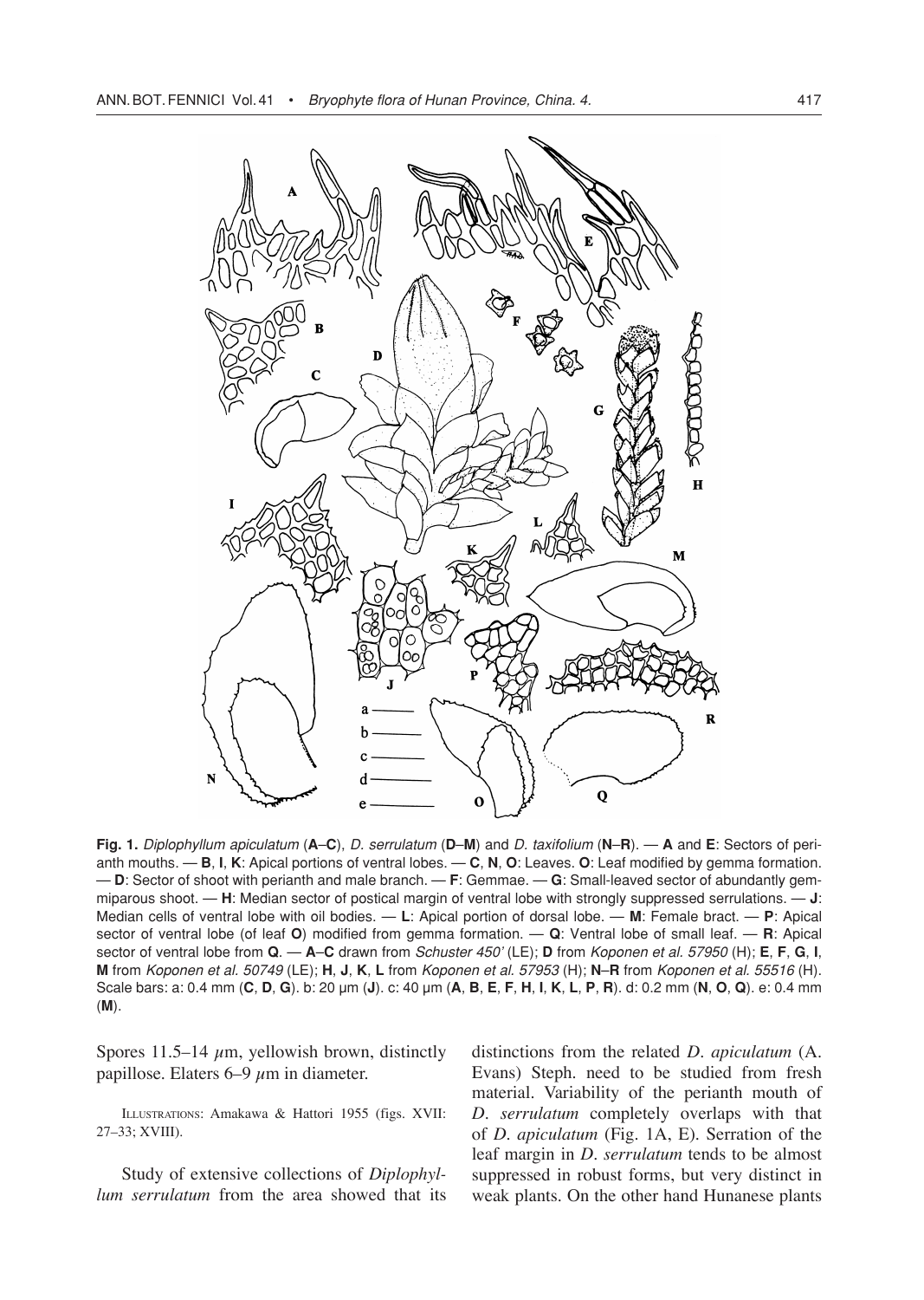**Fig. 1.** *Diplophyllum apiculatum* (**A**–**C**), *D. serrulatum* (**D**–**M**) and *D. taxifolium* (**N**–**R**). — **A** and **E**: Sectors of perianth mouths. — **B**, **I**, **K**: Apical portions of ventral lobes. — **C**, **N**, **O**: Leaves. **O**: Leaf modified by gemma formation. — **D**: Sector of shoot with perianth and male branch. — **F**: Gemmae. — **G**: Small-leaved sector of abundantly gemmiparous shoot. — **H**: Median sector of postical margin of ventral lobe with strongly suppressed serrulations. — **J**: Median cells of ventral lobe with oil bodies. — **L**: Apical portion of dorsal lobe. — **M**: Female bract. — **P**: Apical sector of ventral lobe (of leaf **O**) modified from gemma formation. — **Q**: Ventral lobe of small leaf. — **R**: Apical sector of ventral lobe from **Q**. — **A**–**C** drawn from *Schuster 450'* (LE); **D** from *Koponen et al. 57950* (H); **E**, **F**, **G**, **I**, **M** from *Koponen et al. 50749* (LE); **H**, **J**, **K**, **L** from *Koponen et al. 57953* (H); **N**–**R** from *Koponen et al. 55516* (H). Scale bars: a: 0.4 mm (**C**, **D**, **G**). b: 20 µm (**J**). c: 40 µm (**A**, **B**, **E**, **F**, **H**, **I**, **K**, **L**, **P**, **R**). d: 0.2 mm (**N**, **O**, **Q**). e: 0.4 mm (**M**).

Spores 11.5–14 µm, yellowish brown, distinctly papillose. Elaters 6–9 µm in diameter.

ILLUSTRATIONS: Amakawa & Hattori 1955 (figs. XVII: 27–33; XVIII).

Study of extensive collections of *Diplophyllum serrulatum* from the area showed that its distinctions from the related *D. apiculatum* (A. Evans) Steph. need to be studied from fresh material. Variability of the perianth mouth of *D. serrulatum* completely overlaps with that of *D. apiculatum* (Fig. 1A, E). Serration of the leaf margin in *D. serrulatum* tends to be almost suppressed in robust forms, but very distinct in weak plants. On the other hand Hunanese plants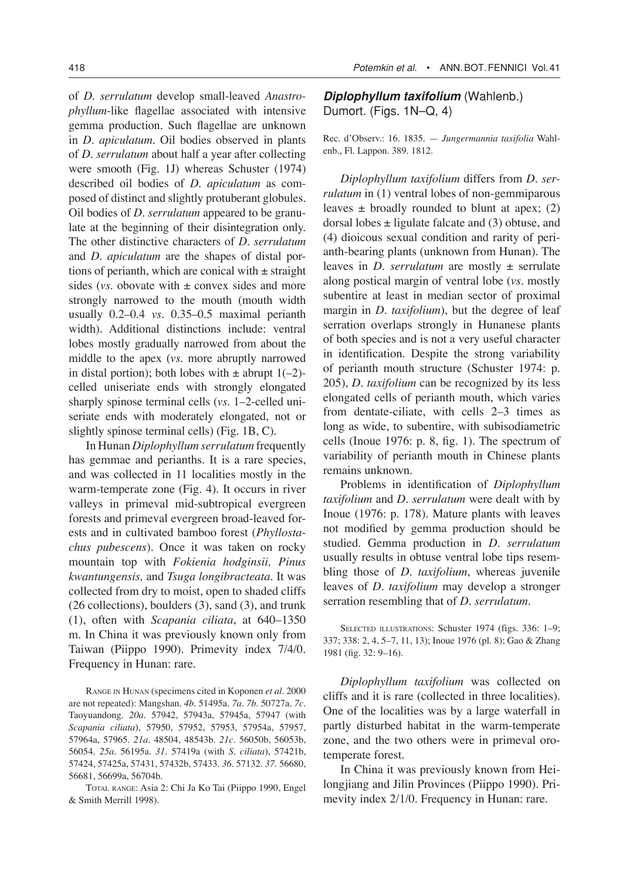of *D. serrulatum* develop small-leaved *Anastrophyllum*-like flagellae associated with intensive gemma production. Such flagellae are unknown in *D. apiculatum*. Oil bodies observed in plants of *D. serrulatum* about half a year after collecting were smooth (Fig. 1J) whereas Schuster (1974) described oil bodies of *D. apiculatum* as composed of distinct and slightly protuberant globules. Oil bodies of *D. serrulatum* appeared to be granulate at the beginning of their disintegration only. The other distinctive characters of *D. serrulatum* and *D. apiculatum* are the shapes of distal portions of perianth, which are conical with ± straight sides (*vs.* obovate with ± convex sides and more strongly narrowed to the mouth (mouth width usually 0.2–0.4 *vs.* 0.35–0.5 maximal perianth width). Additional distinctions include: ventral lobes mostly gradually narrowed from about the middle to the apex (*vs.* more abruptly narrowed in distal portion); both lobes with ± abrupt 1(–2)-celled uniseriate ends with strongly elongated sharply spinose terminal cells (*vs.* 1–2-celled uniseriate ends with moderately elongated, not or slightly spinose terminal cells) (Fig. 1B, C).

In Hunan *Diplophyllum serrulatum* frequently has gemmae and perianths. It is a rare species, and was collected in 11 localities mostly in the warm-temperate zone (Fig. 4). It occurs in river valleys in primeval mid-subtropical evergreen forests and primeval evergreen broad-leaved forests and in cultivated bamboo forest (*Phyllostachus pubescens*). Once it was taken on rocky mountain top with *Fokienia hodginsii, Pinus kwantungensis,* and *Tsuga longibracteata*. It was collected from dry to moist, open to shaded cliffs (26 collections), boulders (3), sand (3), and trunk (1), often with *Scapania ciliata*, at 640–1350 m. In China it was previously known only from Taiwan (Piippo 1990). Primevity index 7/4/0. Frequency in Hunan: rare.

RANGE IN HUNAN (specimens cited in Koponen *et al.* 2000 are not repeated): Mangshan. *4b*. 51495a. *7a*. *7b*. 50727a. *7c*. Taoyuandong. *20a*. 57942, 57943a, 57945a, 57947 (with *Scapania ciliata*), 57950, 57952, 57953, 57954a, 57957, 57964a, 57965. *21a*. 48504, 48543b. *21c*. 56050b, 56053b, 56054. *25a*. 56195a. *31*. 57419a (with *S. ciliata*), 57421b, 57424, 57425a, 57431, 57432b, 57433. *36*. 57132. *37*. 56680, 56681, 56699a, 56704b.

TOTAL RANGE: Asia 2: Chi Ja Ko Tai (Piippo 1990, Engel & Smith Merrill 1998).

## ***Diplophyllum taxifolium*** (Wahlenb.) Dumort. (Figs. 1N–Q, 4)

Rec. d'Observ.: 16. 1835. — *Jungermannia taxifolia* Wahlenb., Fl. Lappon. 389. 1812.

*Diplophyllum taxifolium* differs from *D. serrulatum* in (1) ventral lobes of non-gemmiparous leaves ± broadly rounded to blunt at apex; (2) dorsal lobes ± ligulate falcate and (3) obtuse, and (4) dioicous sexual condition and rarity of perianth-bearing plants (unknown from Hunan). The leaves in *D. serrulatum* are mostly ± serrulate along postical margin of ventral lobe (*vs.* mostly subentire at least in median sector of proximal margin in *D. taxifolium*), but the degree of leaf serration overlaps strongly in Hunanese plants of both species and is not a very useful character in identification. Despite the strong variability of perianth mouth structure (Schuster 1974: p. 205), *D. taxifolium* can be recognized by its less elongated cells of perianth mouth, which varies from dentate-ciliate, with cells 2–3 times as long as wide, to subentire, with subisodiametric cells (Inoue 1976: p. 8, fig. 1). The spectrum of variability of perianth mouth in Chinese plants remains unknown.

Problems in identification of *Diplophyllum taxifolium* and *D. serrulatum* were dealt with by Inoue (1976: p. 178). Mature plants with leaves not modified by gemma production should be studied. Gemma production in *D. serrulatum* usually results in obtuse ventral lobe tips resembling those of *D. taxifolium*, whereas juvenile leaves of *D. taxifolium* may develop a stronger serration resembling that of *D. serrulatum*.

SELECTED ILLUSTRATIONS: Schuster 1974 (figs. 336: 1–9; 337; 338: 2, 4, 5–7, 11, 13); Inoue 1976 (pl. 8); Gao & Zhang 1981 (fig. 32: 9–16).

*Diplophyllum taxifolium* was collected on cliffs and it is rare (collected in three localities). One of the localities was by a large waterfall in partly disturbed habitat in the warm-temperate zone, and the two others were in primeval orotemperate forest.

In China it was previously known from Heilongjiang and Jilin Provinces (Piippo 1990). Primevity index 2/1/0. Frequency in Hunan: rare.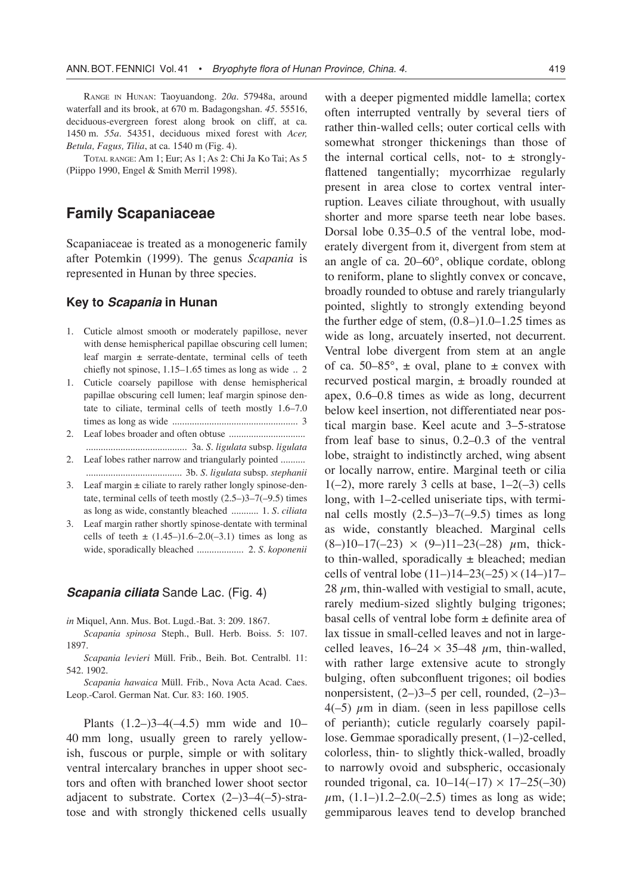RANGE IN HUNAN: Taoyuandong. *20a*. 57948a, around waterfall and its brook, at 670 m. Badagongshan. *45*. 55516, deciduous-evergreen forest along brook on cliff, at ca. 1450 m. *55a*. 54351, deciduous mixed forest with *Acer, Betula, Fagus, Tilia*, at ca. 1540 m (Fig. 4).

TOTAL RANGE: Am 1; Eur; As 1; As 2: Chi Ja Ko Tai; As 5 (Piippo 1990, Engel & Smith Merril 1998).

## Family Scapaniaceae

Scapaniaceae is treated as a monogeneric family after Potemkin (1999). The genus *Scapania* is represented in Hunan by three species.

### Key to *Scapania* in Hunan

1. Cuticle almost smooth or moderately papillose, never with dense hemispherical papillae obscuring cell lumen; leaf margin ± serrate-dentate, terminal cells of teeth chiefly not spinose, 1.15–1.65 times as long as wide .. 2
1. Cuticle coarsely papillose with dense hemispherical papillae obscuring cell lumen; leaf margin spinose dentate to ciliate, terminal cells of teeth mostly 1.6–7.0 times as long as wide .................................................. 3
2. Leaf lobes broader and often obtuse .............................. ........................................ 3a. *S. ligulata* subsp. *ligulata*
2. Leaf lobes rather narrow and triangularly pointed .......... ...................................... 3b. *S. ligulata* subsp. *stephanii*
3. Leaf margin ± ciliate to rarely rather longly spinose-dentate, terminal cells of teeth mostly (2.5–)3–7(–9.5) times as long as wide, constantly bleached ........... 1. *S. ciliata*
3. Leaf margin rather shortly spinose-dentate with terminal cells of teeth ± (1.45–)1.6–2.0(–3.1) times as long as wide, sporadically bleached .................. 2. *S. koponenii*

### *Scapania ciliata* Sande Lac. (Fig. 4)

*in* Miquel, Ann. Mus. Bot. Lugd.-Bat. 3: 209. 1867.

*Scapania spinosa* Steph., Bull. Herb. Boiss. 5: 107. 1897.

*Scapania levieri* Müll. Frib., Beih. Bot. Centralbl. 11: 542. 1902.

*Scapania hawaica* Müll. Frib., Nova Acta Acad. Caes. Leop.-Carol. German Nat. Cur. 83: 160. 1905.

Plants (1.2–)3–4(–4.5) mm wide and 10–40 mm long, usually green to rarely yellowish, fuscous or purple, simple or with solitary ventral intercalary branches in upper shoot sectors and often with branched lower shoot sector adjacent to substrate. Cortex (2–)3–4(–5)-stratose and with strongly thickened cells usually with a deeper pigmented middle lamella; cortex often interrupted ventrally by several tiers of rather thin-walled cells; outer cortical cells with somewhat stronger thickenings than those of the internal cortical cells, not- to ± strongly-flattened tangentially; mycorrhizae regularly present in area close to cortex ventral interruption. Leaves ciliate throughout, with usually shorter and more sparse teeth near lobe bases. Dorsal lobe 0.35–0.5 of the ventral lobe, moderately divergent from it, divergent from stem at an angle of ca. 20–60°, oblique cordate, oblong to reniform, plane to slightly convex or concave, broadly rounded to obtuse and rarely triangularly pointed, slightly to strongly extending beyond the further edge of stem, (0.8–)1.0–1.25 times as wide as long, arcuately inserted, not decurrent. Ventral lobe divergent from stem at an angle of ca. 50–85°, ± oval, plane to ± convex with recurved postical margin, ± broadly rounded at apex, 0.6–0.8 times as wide as long, decurrent below keel insertion, not differentiated near postical margin base. Keel acute and 3–5-stratose from leaf base to sinus, 0.2–0.3 of the ventral lobe, straight to indistinctly arched, wing absent or locally narrow, entire. Marginal teeth or cilia 1(–2), more rarely 3 cells at base, 1–2(–3) cells long, with 1–2-celled uniseriate tips, with terminal cells mostly (2.5–)3–7(–9.5) times as long as wide, constantly bleached. Marginal cells (8–)10–17(–23) × (9–)11–23(–28) μm, thick- to thin-walled, sporadically ± bleached; median cells of ventral lobe (11–)14–23(–25) × (14–)17–28 μm, thin-walled with vestigial to small, acute, rarely medium-sized slightly bulging trigones; basal cells of ventral lobe form ± definite area of lax tissue in small-celled leaves and not in large-celled leaves, 16–24 × 35–48 μm, thin-walled, with rather large extensive acute to strongly bulging, often subconfluent trigones; oil bodies nonpersistent, (2–)3–5 per cell, rounded, (2–)3–4(–5) μm in diam. (seen in less papillose cells of perianth); cuticle regularly coarsely papillose. Gemmae sporadically present, (1–)2-celled, colorless, thin- to slightly thick-walled, broadly to narrowly ovoid and subspheric, occasionaly rounded trigonal, ca. 10–14(–17) × 17–25(–30) μm, (1.1–)1.2–2.0(–2.5) times as long as wide; gemmiparous leaves tend to develop branched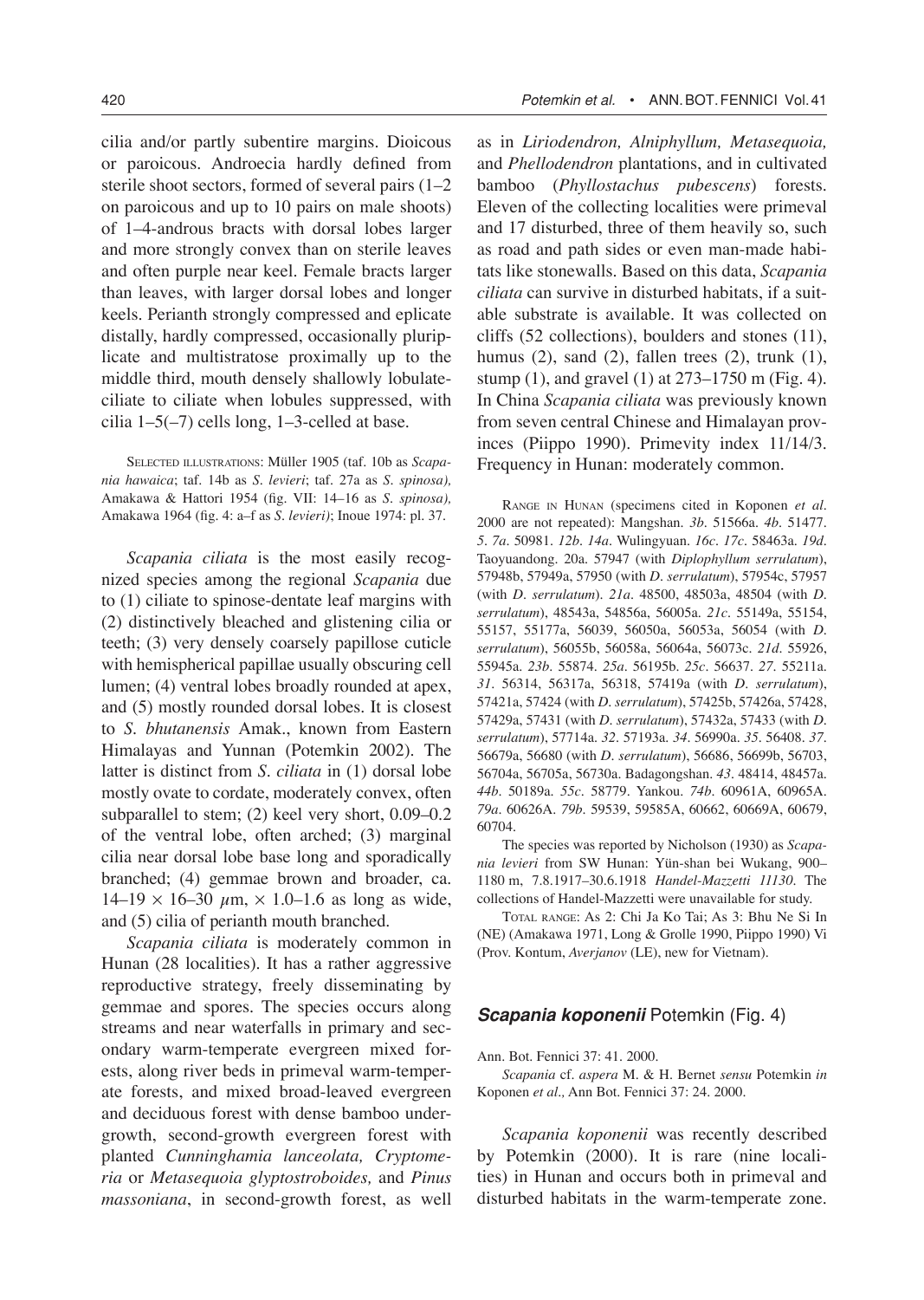cilia and/or partly subentire margins. Dioicous or paroicous. Androecia hardly defined from sterile shoot sectors, formed of several pairs (1–2 on paroicous and up to 10 pairs on male shoots) of 1–4-androus bracts with dorsal lobes larger and more strongly convex than on sterile leaves and often purple near keel. Female bracts larger than leaves, with larger dorsal lobes and longer keels. Perianth strongly compressed and eplicate distally, hardly compressed, occasionally pluriplicate and multistratose proximally up to the middle third, mouth densely shallowly lobulate-ciliate to ciliate when lobules suppressed, with cilia 1–5(–7) cells long, 1–3-celled at base.

SELECTED ILLUSTRATIONS: Müller 1905 (taf. 10b as *Scapania hawaica*; taf. 14b as *S. levieri*; taf. 27a as *S. spinosa),* Amakawa & Hattori 1954 (fig. VII: 14–16 as *S. spinosa),* Amakawa 1964 (fig. 4: a–f as *S. levieri)*; Inoue 1974: pl. 37.

*Scapania ciliata* is the most easily recognized species among the regional *Scapania* due to (1) ciliate to spinose-dentate leaf margins with (2) distinctively bleached and glistening cilia or teeth; (3) very densely coarsely papillose cuticle with hemispherical papillae usually obscuring cell lumen; (4) ventral lobes broadly rounded at apex, and (5) mostly rounded dorsal lobes. It is closest to *S. bhutanensis* Amak., known from Eastern Himalayas and Yunnan (Potemkin 2002). The latter is distinct from *S. ciliata* in (1) dorsal lobe mostly ovate to cordate, moderately convex, often subparallel to stem; (2) keel very short, 0.09–0.2 of the ventral lobe, often arched; (3) marginal cilia near dorsal lobe base long and sporadically branched; (4) gemmae brown and broader, ca. 14–19 × 16–30 $\mu$m, × 1.0–1.6 as long as wide, and (5) cilia of perianth mouth branched.

*Scapania ciliata* is moderately common in Hunan (28 localities). It has a rather aggressive reproductive strategy, freely disseminating by gemmae and spores. The species occurs along streams and near waterfalls in primary and secondary warm-temperate evergreen mixed forests, along river beds in primeval warm-temperate forests, and mixed broad-leaved evergreen and deciduous forest with dense bamboo undergrowth, second-growth evergreen forest with planted *Cunninghamia lanceolata, Cryptomeria* or *Metasequoia glyptostroboides,* and *Pinus massoniana*, in second-growth forest, as well as in *Liriodendron, Alniphyllum, Metasequoia,* and *Phellodendron* plantations, and in cultivated bamboo (*Phyllostachus pubescens*) forests. Eleven of the collecting localities were primeval and 17 disturbed, three of them heavily so, such as road and path sides or even man-made habitats like stonewalls. Based on this data, *Scapania ciliata* can survive in disturbed habitats, if a suitable substrate is available. It was collected on cliffs (52 collections), boulders and stones (11), humus (2), sand (2), fallen trees (2), trunk (1), stump (1), and gravel (1) at 273–1750 m (Fig. 4). In China *Scapania ciliata* was previously known from seven central Chinese and Himalayan provinces (Piippo 1990). Primevity index 11/14/3. Frequency in Hunan: moderately common.

RANGE IN HUNAN (specimens cited in Koponen *et al.* 2000 are not repeated): Mangshan. *3b*. 51566a. *4b*. 51477. *5*. *7a*. 50981. *12b*. *14a*. Wulingyuan. *16c*. *17c*. 58463a. *19d*. Taoyuandong. 20a. 57947 (with *Diplophyllum serrulatum*), 57948b, 57949a, 57950 (with *D. serrulatum*), 57954c, 57957 (with *D. serrulatum*). *21a*. 48500, 48503a, 48504 (with *D. serrulatum*), 48543a, 54856a, 56005a. *21c*. 55149a, 55154, 55157, 55177a, 56039, 56050a, 56053a, 56054 (with *D. serrulatum*), 56055b, 56058a, 56064a, 56073c. *21d*. 55926, 55945a. *23b*. 55874. *25a*. 56195b. *25c*. 56637. *27*. 55211a. *31*. 56314, 56317a, 56318, 57419a (with *D. serrulatum*), 57421a, 57424 (with *D. serrulatum*), 57425b, 57426a, 57428, 57429a, 57431 (with *D. serrulatum*), 57432a, 57433 (with *D. serrulatum*), 57714a. *32*. 57193a. *34*. 56990a. *35*. 56408. *37*. 56679a, 56680 (with *D. serrulatum*), 56686, 56699b, 56703, 56704a, 56705a, 56730a. Badagongshan. *43*. 48414, 48457a. *44b*. 50189a. *55c*. 58779. Yankou. *74b*. 60961A, 60965A. *79a*. 60626A. *79b*. 59539, 59585A, 60662, 60669A, 60679, 60704.

The species was reported by Nicholson (1930) as *Scapania levieri* from SW Hunan: Yün-shan bei Wukang, 900–1180 m, 7.8.1917–30.6.1918 *Handel-Mazzetti 11130*. The collections of Handel-Mazzetti were unavailable for study.

TOTAL RANGE: As 2: Chi Ja Ko Tai; As 3: Bhu Ne Si In (NE) (Amakawa 1971, Long & Grolle 1990, Piippo 1990) Vi (Prov. Kontum, *Averjanov* (LE), new for Vietnam).

### *Scapania koponenii* Potemkin (Fig. 4)

Ann. Bot. Fennici 37: 41. 2000.

*Scapania* cf. *aspera* M. & H. Bernet *sensu* Potemkin *in* Koponen *et al.,* Ann Bot. Fennici 37: 24. 2000.

*Scapania koponenii* was recently described by Potemkin (2000). It is rare (nine localities) in Hunan and occurs both in primeval and disturbed habitats in the warm-temperate zone.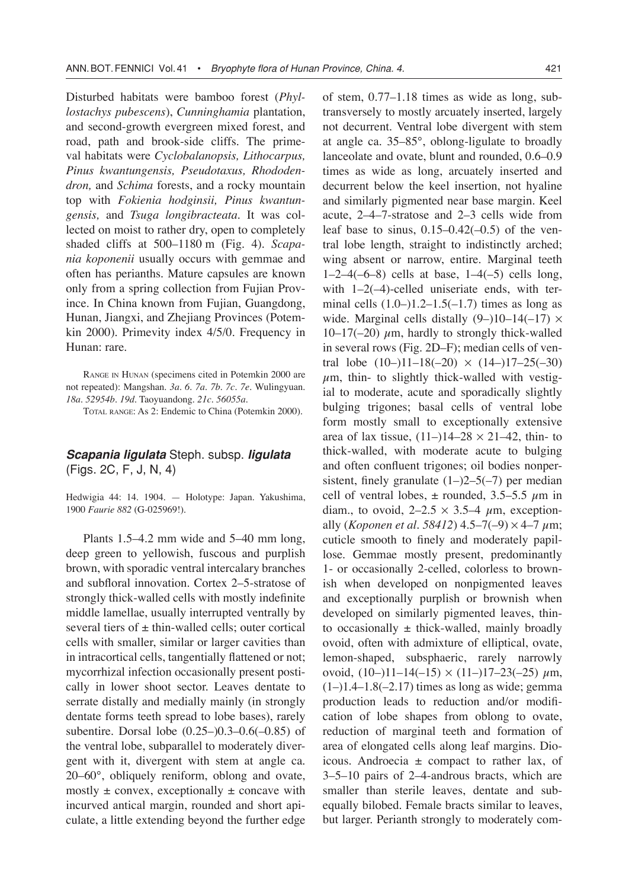Disturbed habitats were bamboo forest (*Phyllostachys pubescens*), *Cunninghamia* plantation, and second-growth evergreen mixed forest, and road, path and brook-side cliffs. The primeval habitats were *Cyclobalanopsis, Lithocarpus, Pinus kwantungensis, Pseudotaxus, Rhododendron,* and *Schima* forests, and a rocky mountain top with *Fokienia hodginsii, Pinus kwantungensis,* and *Tsuga longibracteata*. It was collected on moist to rather dry, open to completely shaded cliffs at 500–1180 m (Fig. 4). *Scapania koponenii* usually occurs with gemmae and often has perianths. Mature capsules are known only from a spring collection from Fujian Province. In China known from Fujian, Guangdong, Hunan, Jiangxi, and Zhejiang Provinces (Potemkin 2000). Primevity index 4/5/0. Frequency in Hunan: rare.

Range in Hunan (specimens cited in Potemkin 2000 are not repeated): Mangshan. *3a*. *6*. *7a*. *7b*. *7c*. *7e*. Wulingyuan. *18a*. *52954b*. *19d*. Taoyuandong. *21c*. *56055a*.

Total range: As 2: Endemic to China (Potemkin 2000).

### *Scapania ligulata* Steph. subsp. *ligulata* (Figs. 2C, F, J, N, 4)

Hedwigia 44: 14. 1904. — Holotype: Japan. Yakushima, 1900 *Faurie 882* (G-025969!).

Plants 1.5–4.2 mm wide and 5–40 mm long, deep green to yellowish, fuscous and purplish brown, with sporadic ventral intercalary branches and subfloral innovation. Cortex 2–5-stratose of strongly thick-walled cells with mostly indefinite middle lamellae, usually interrupted ventrally by several tiers of ± thin-walled cells; outer cortical cells with smaller, similar or larger cavities than in intracortical cells, tangentially flattened or not; mycorrhizal infection occasionally present postically in lower shoot sector. Leaves dentate to serrate distally and medially mainly (in strongly dentate forms teeth spread to lobe bases), rarely subentire. Dorsal lobe (0.25–)0.3–0.6(–0.85) of the ventral lobe, subparallel to moderately divergent with it, divergent with stem at angle ca. 20–60°, obliquely reniform, oblong and ovate, mostly ± convex, exceptionally ± concave with incurved antical margin, rounded and short apiculate, a little extending beyond the further edge of stem, 0.77–1.18 times as wide as long, subtransversely to mostly arcuately inserted, largely not decurrent. Ventral lobe divergent with stem at angle ca. 35–85°, oblong-ligulate to broadly lanceolate and ovate, blunt and rounded, 0.6–0.9 times as wide as long, arcuately inserted and decurrent below the keel insertion, not hyaline and similarly pigmented near base margin. Keel acute, 2–4–7-stratose and 2–3 cells wide from leaf base to sinus, 0.15–0.42(–0.5) of the ventral lobe length, straight to indistinctly arched; wing absent or narrow, entire. Marginal teeth 1–2–4(–6–8) cells at base, 1–4(–5) cells long, with 1–2(–4)-celled uniseriate ends, with terminal cells (1.0–)1.2–1.5(–1.7) times as long as wide. Marginal cells distally (9–)10–14(–17) × 10–17(–20) $\mu$m, hardly to strongly thick-walled in several rows (Fig. 2D–F); median cells of ventral lobe (10–)11–18(–20) × (14–)17–25(–30) $\mu$m, thin- to slightly thick-walled with vestigial to moderate, acute and sporadically slightly bulging trigones; basal cells of ventral lobe form mostly small to exceptionally extensive area of lax tissue, (11–)14–28 × 21–42, thin- to thick-walled, with moderate acute to bulging and often confluent trigones; oil bodies nonpersistent, finely granulate (1–)2–5(–7) per median cell of ventral lobes, ± rounded, 3.5–5.5 $\mu$m in diam., to ovoid, 2–2.5 × 3.5–4 $\mu$m, exceptionally (*Koponen et al. 58412*) 4.5–7(–9) × 4–7 $\mu$m; cuticle smooth to finely and moderately papillose. Gemmae mostly present, predominantly 1- or occasionally 2-celled, colorless to brownish when developed on nonpigmented leaves and exceptionally purplish or brownish when developed on similarly pigmented leaves, thin- to occasionally ± thick-walled, mainly broadly ovoid, often with admixture of elliptical, ovate, lemon-shaped, subsphaeric, rarely narrowly ovoid, (10–)11–14(–15) × (11–)17–23(–25) $\mu$m, (1–)1.4–1.8(–2.17) times as long as wide; gemma production leads to reduction and/or modification of lobe shapes from oblong to ovate, reduction of marginal teeth and formation of area of elongated cells along leaf margins. Dioicous. Androecia ± compact to rather lax, of 3–5–10 pairs of 2–4-androus bracts, which are smaller than sterile leaves, dentate and subequally bilobed. Female bracts similar to leaves, but larger. Perianth strongly to moderately com-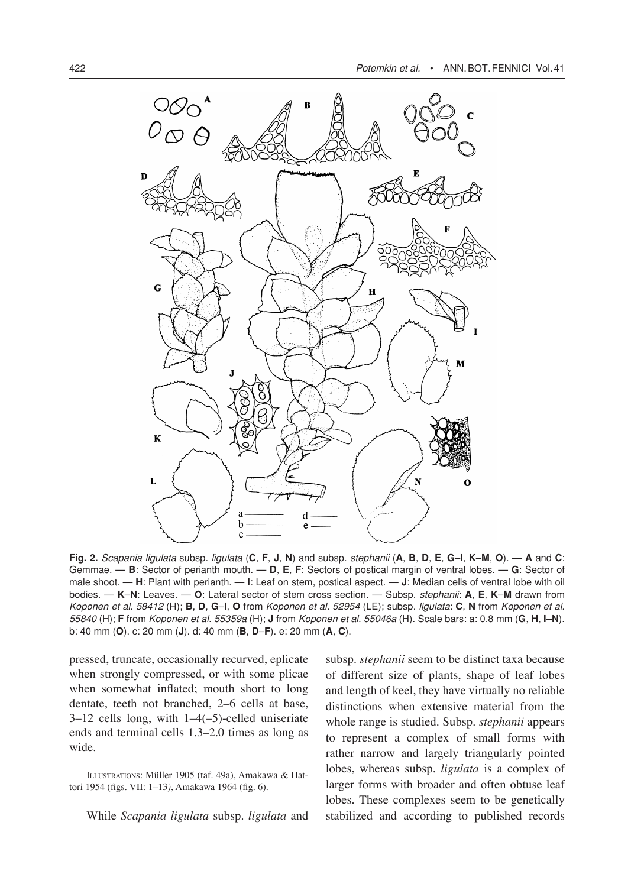**Fig. 2.** *Scapania ligulata* subsp. *ligulata* (**C**, **F**, **J**, **N**) and subsp. *stephanii* (**A**, **B**, **D**, **E**, **G**–**I**, **K**–**M**, **O**). — **A** and **C**: Gemmae. — **B**: Sector of perianth mouth. — **D**, **E**, **F**: Sectors of postical margin of ventral lobes. — **G**: Sector of male shoot. — **H**: Plant with perianth. — **I**: Leaf on stem, postical aspect. — **J**: Median cells of ventral lobe with oil bodies. — **K**–**N**: Leaves. — **O**: Lateral sector of stem cross section. — Subsp. *stephanii*: **A**, **E**, **K**–**M** drawn from *Koponen et al. 58412* (H); **B**, **D**, **G**–**I**, **O** from *Koponen et al. 52954* (LE); subsp. *ligulata*: **C**, **N** from *Koponen et al. 55840* (H); **F** from *Koponen et al. 55359a* (H); **J** from *Koponen et al. 55046a* (H). Scale bars: a: 0.8 mm (**G**, **H**, **I**–**N**). b: 40 mm (**O**). c: 20 mm (**J**). d: 40 mm (**B**, **D**–**F**). e: 20 mm (**A**, **C**).

pressed, truncate, occasionally recurved, eplicate when strongly compressed, or with some plicae when somewhat inflated; mouth short to long dentate, teeth not branched, 2–6 cells at base, 3–12 cells long, with 1–4(–5)-celled uniseriate ends and terminal cells 1.3–2.0 times as long as wide.

ILLUSTRATIONS: Müller 1905 (taf. 49a), Amakawa & Hattori 1954 (figs. VII: 1–13*)*, Amakawa 1964 (fig. 6).

While *Scapania ligulata* subsp. *ligulata* and subsp. *stephanii* seem to be distinct taxa because of different size of plants, shape of leaf lobes and length of keel, they have virtually no reliable distinctions when extensive material from the whole range is studied. Subsp. *stephanii* appears to represent a complex of small forms with rather narrow and largely triangularly pointed lobes, whereas subsp. *ligulata* is a complex of larger forms with broader and often obtuse leaf lobes. These complexes seem to be genetically stabilized and according to published records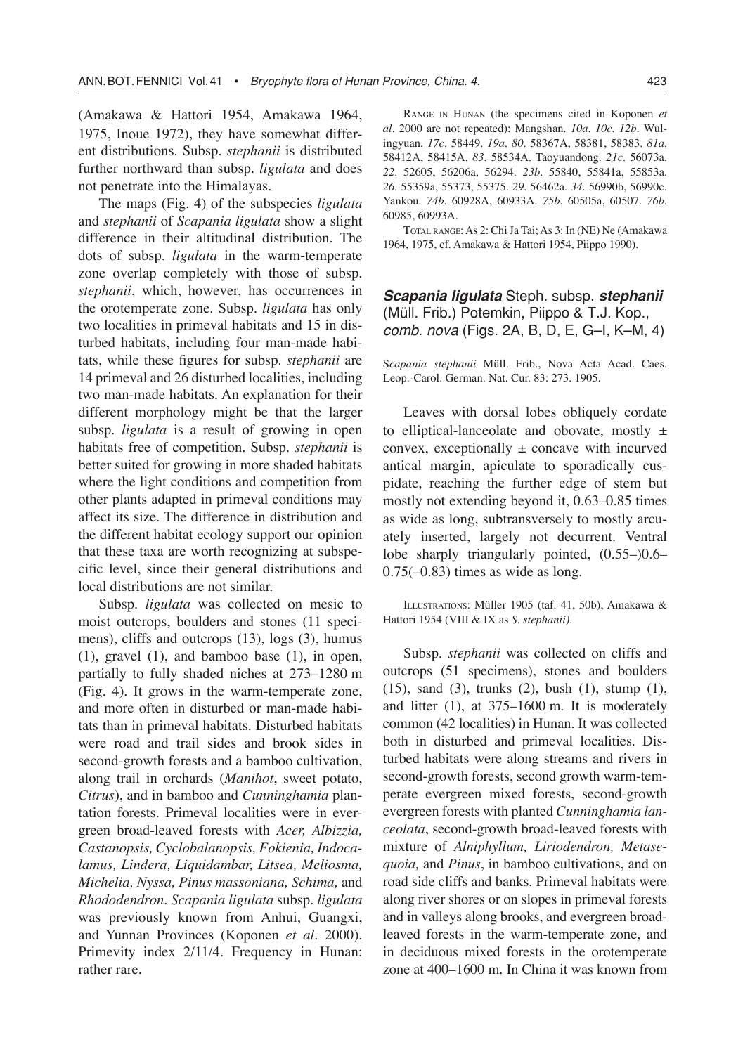(Amakawa & Hattori 1954, Amakawa 1964, 1975, Inoue 1972), they have somewhat different distributions. Subsp. *stephanii* is distributed further northward than subsp. *ligulata* and does not penetrate into the Himalayas.

The maps (Fig. 4) of the subspecies *ligulata* and *stephanii* of *Scapania ligulata* show a slight difference in their altitudinal distribution. The dots of subsp. *ligulata* in the warm-temperate zone overlap completely with those of subsp. *stephanii*, which, however, has occurrences in the orotemperate zone. Subsp. *ligulata* has only two localities in primeval habitats and 15 in disturbed habitats, including four man-made habitats, while these figures for subsp. *stephanii* are 14 primeval and 26 disturbed localities, including two man-made habitats. An explanation for their different morphology might be that the larger subsp. *ligulata* is a result of growing in open habitats free of competition. Subsp. *stephanii* is better suited for growing in more shaded habitats where the light conditions and competition from other plants adapted in primeval conditions may affect its size. The difference in distribution and the different habitat ecology support our opinion that these taxa are worth recognizing at subspecific level, since their general distributions and local distributions are not similar.

Subsp. *ligulata* was collected on mesic to moist outcrops, boulders and stones (11 specimens), cliffs and outcrops (13), logs (3), humus (1), gravel (1), and bamboo base (1), in open, partially to fully shaded niches at 273–1280 m (Fig. 4). It grows in the warm-temperate zone, and more often in disturbed or man-made habitats than in primeval habitats. Disturbed habitats were road and trail sides and brook sides in second-growth forests and a bamboo cultivation, along trail in orchards (*Manihot*, sweet potato, *Citrus*), and in bamboo and *Cunninghamia* plantation forests. Primeval localities were in evergreen broad-leaved forests with *Acer, Albizzia, Castanopsis, Cyclobalanopsis, Fokienia, Indocalamus, Lindera, Liquidambar, Litsea, Meliosma, Michelia, Nyssa, Pinus massoniana, Schima,* and *Rhododendron*. *Scapania ligulata* subsp. *ligulata* was previously known from Anhui, Guangxi, and Yunnan Provinces (Koponen *et al*. 2000). Primevity index 2/11/4. Frequency in Hunan: rather rare.

RANGE IN HUNAN (the specimens cited in Koponen *et al*. 2000 are not repeated): Mangshan. *10a*. *10c*. *12b*. Wulingyuan. *17c*. 58449. *19a*. *80*. 58367A, 58381, 58383. *81a*. 58412A, 58415A. *83*. 58534A. Taoyuandong. *21c*. 56073a. *22*. 52605, 56206a, 56294. *23b*. 55840, 55841a, 55853a. *26*. 55359a, 55373, 55375. *29*. 56462a. *34*. 56990b, 56990c. Yankou. *74b*. 60928A, 60933A. *75b*. 60505a, 60507. *76b*. 60985, 60993A.

TOTAL RANGE: As 2: Chi Ja Tai; As 3: In (NE) Ne (Amakawa 1964, 1975, cf. Amakawa & Hattori 1954, Piippo 1990).

### ***Scapania ligulata*** Steph. subsp. ***stephanii*** (Müll. Frib.) Potemkin, Piippo & T.J. Kop., *comb. nova* (Figs. 2A, B, D, E, G–I, K–M, 4)

*Scapania stephanii* Müll. Frib., Nova Acta Acad. Caes. Leop.-Carol. German. Nat. Cur. 83: 273. 1905.

Leaves with dorsal lobes obliquely cordate to elliptical-lanceolate and obovate, mostly ± convex, exceptionally ± concave with incurved antical margin, apiculate to sporadically cuspidate, reaching the further edge of stem but mostly not extending beyond it, 0.63–0.85 times as wide as long, subtransversely to mostly arcuately inserted, largely not decurrent. Ventral lobe sharply triangularly pointed, (0.55–)0.6–0.75(–0.83) times as wide as long.

ILLUSTRATIONS: Müller 1905 (taf. 41, 50b), Amakawa & Hattori 1954 (VIII & IX as *S. stephanii)*.

Subsp. *stephanii* was collected on cliffs and outcrops (51 specimens), stones and boulders (15), sand (3), trunks (2), bush (1), stump (1), and litter (1), at 375–1600 m. It is moderately common (42 localities) in Hunan. It was collected both in disturbed and primeval localities. Disturbed habitats were along streams and rivers in second-growth forests, second growth warm-temperate evergreen mixed forests, second-growth evergreen forests with planted *Cunninghamia lanceolata*, second-growth broad-leaved forests with mixture of *Alniphyllum, Liriodendron, Metasequoia,* and *Pinus*, in bamboo cultivations, and on road side cliffs and banks. Primeval habitats were along river shores or on slopes in primeval forests and in valleys along brooks, and evergreen broad-leaved forests in the warm-temperate zone, and in deciduous mixed forests in the orotemperate zone at 400–1600 m. In China it was known from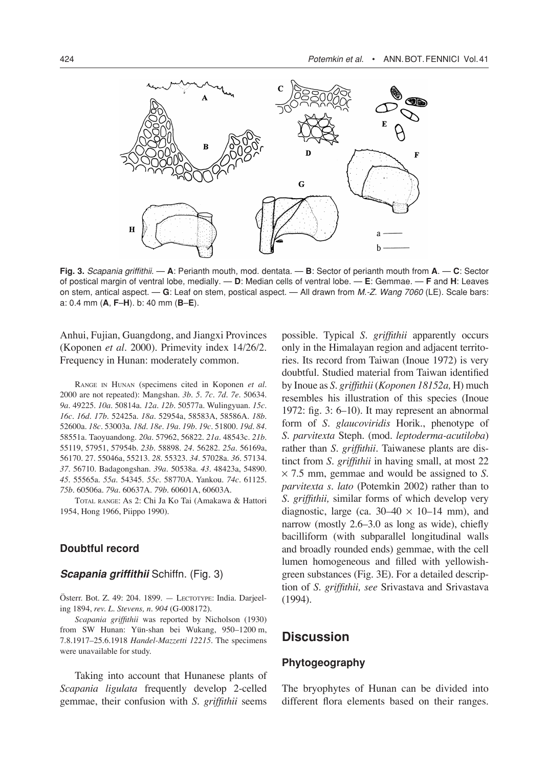**Fig. 3.** *Scapania griffithii*. — **A**: Perianth mouth, mod. dentata. — **B**: Sector of perianth mouth from **A**. — **C**: Sector of postical margin of ventral lobe, medially. — **D**: Median cells of ventral lobe. — **E**: Gemmae. — **F** and **H**: Leaves on stem, antical aspect. — **G**: Leaf on stem, postical aspect. — All drawn from *M.-Z. Wang 7060* (LE). Scale bars: a: 0.4 mm (**A**, **F**–**H**). b: 40 mm (**B**–**E**).

Anhui, Fujian, Guangdong, and Jiangxi Provinces (Koponen *et al*. 2000). Primevity index 14/26/2. Frequency in Hunan: moderately common.

RANGE IN HUNAN (specimens cited in Koponen *et al*. 2000 are not repeated): Mangshan. *3b*. *5*. *7c*. *7d*. *7e*. 50634. *9a*. 49225. *10a*. 50814a. *12a*. *12b*. 50577a. Wulingyuan. *15c*. *16c*. *16d*. *17b*. 52425a. *18a*. 52954a, 58583A, 58586A. *18b*. 52600a. *18c*. 53003a. *18d*. *18e*. *19a*. *19b*. *19c*. 51800. *19d*. *84*. 58551a. Taoyuandong. *20a*. 57962, 56822. *21a*. 48543c. *21b*. 55119, 57951, 57954b. *23b*. 58898. *24*. 56282. *25a*. 56169a, 56170. 27. 55046a, 55213. *28*. 55323. *34*. 57028a. *36*. 57134. *37*. 56710. Badagongshan. *39a*. 50538a. *43*. 48423a, 54890. *45*. 55565a. *55a*. 54345. *55c*. 58770A. Yankou. *74c*. 61125. *75b*. 60506a. *79a*. 60637A. *79b*. 60601A, 60603A.

TOTAL RANGE: As 2: Chi Ja Ko Tai (Amakawa & Hattori 1954, Hong 1966, Piippo 1990).

### Doubtful record

#### *Scapania griffithii* Schiffn. (Fig. 3)

Österr. Bot. Z. 49: 204. 1899. — LECTOTYPE: India. Darjeeling 1894, *rev. L. Stevens, n. 904* (G-008172).

*Scapania griffithii* was reported by Nicholson (1930) from SW Hunan: Yün-shan bei Wukang, 950–1200 m, 7.8.1917–25.6.1918 *Handel-Mazzetti 12215*. The specimens were unavailable for study.

Taking into account that Hunanese plants of *Scapania ligulata* frequently develop 2-celled gemmae, their confusion with *S. griffithii* seems possible. Typical *S. griffithii* apparently occurs only in the Himalayan region and adjacent territories. Its record from Taiwan (Inoue 1972) is very doubtful. Studied material from Taiwan identified by Inoue as *S. griffithii* (*Koponen 18152a,* H) much resembles his illustration of this species (Inoue 1972: fig. 3: 6–10). It may represent an abnormal form of *S. glaucoviridis* Horik., phenotype of *S. parvitexta* Steph. (mod. *leptoderma-acutiloba*) rather than *S. griffithii*. Taiwanese plants are distinct from *S. griffithii* in having small, at most 22 × 7.5 mm, gemmae and would be assigned to *S. parvitexta s. lato* (Potemkin 2002) rather than to *S. griffithii,* similar forms of which develop very diagnostic, large (ca. 30–40 × 10–14 mm), and narrow (mostly 2.6–3.0 as long as wide), chiefly bacilliform (with subparallel longitudinal walls and broadly rounded ends) gemmae, with the cell lumen homogeneous and filled with yellowish-green substances (Fig. 3E). For a detailed description of *S. griffithii, see* Srivastava and Srivastava (1994).

## Discussion

### Phytogeography

The bryophytes of Hunan can be divided into different flora elements based on their ranges.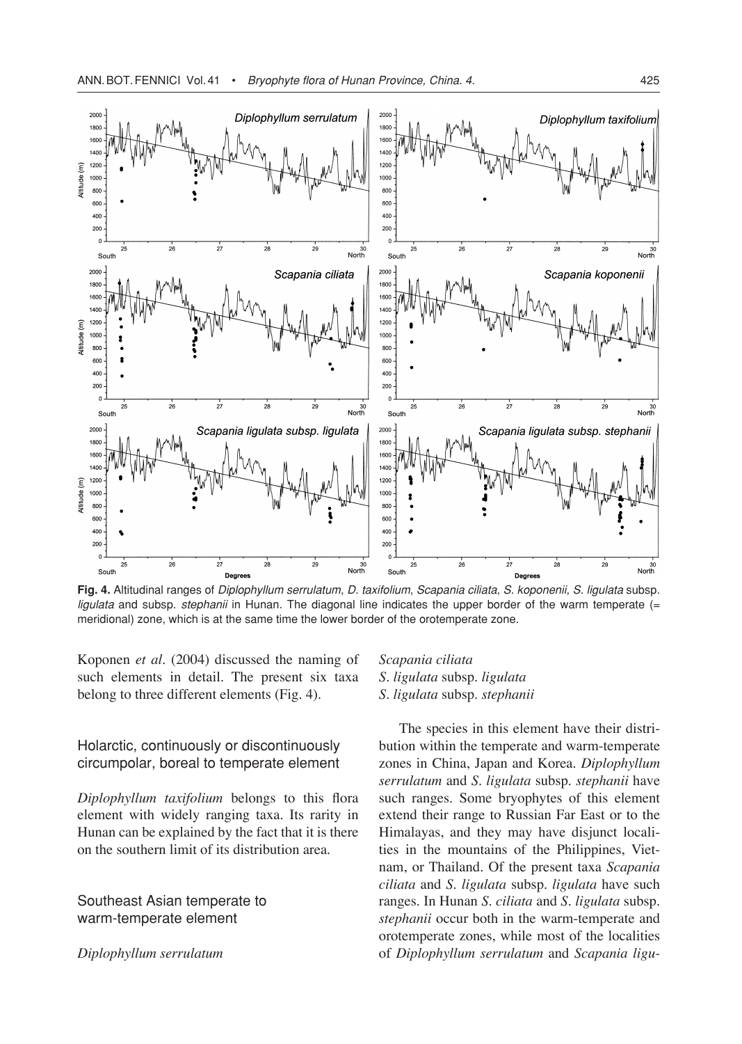**Fig. 4.** Altitudinal ranges of *Diplophyllum serrulatum*, *D. taxifolium*, *Scapania ciliata*, *S. koponenii*, *S. ligulata* subsp. *ligulata* and subsp. *stephanii* in Hunan. The diagonal line indicates the upper border of the warm temperate (= meridional) zone, which is at the same time the lower border of the orotemperate zone.

Koponen *et al*. (2004) discussed the naming of such elements in detail. The present six taxa belong to three different elements (Fig. 4).

## Holarctic, continuously or discontinuously circumpolar, boreal to temperate element

*Diplophyllum taxifolium* belongs to this flora element with widely ranging taxa. Its rarity in Hunan can be explained by the fact that it is there on the southern limit of its distribution area.

## Southeast Asian temperate to warm-temperate element

*Diplophyllum serrulatum*
*Scapania ciliata*
*S. ligulata* subsp. *ligulata*
*S. ligulata* subsp. *stephanii*

The species in this element have their distribution within the temperate and warm-temperate zones in China, Japan and Korea. *Diplophyllum serrulatum* and *S. ligulata* subsp. *stephanii* have such ranges. Some bryophytes of this element extend their range to Russian Far East or to the Himalayas, and they may have disjunct localities in the mountains of the Philippines, Vietnam, or Thailand. Of the present taxa *Scapania ciliata* and *S. ligulata* subsp. *ligulata* have such ranges. In Hunan *S. ciliata* and *S. ligulata* subsp. *stephanii* occur both in the warm-temperate and orotemperate zones, while most of the localities of *Diplophyllum serrulatum* and *Scapania ligu-*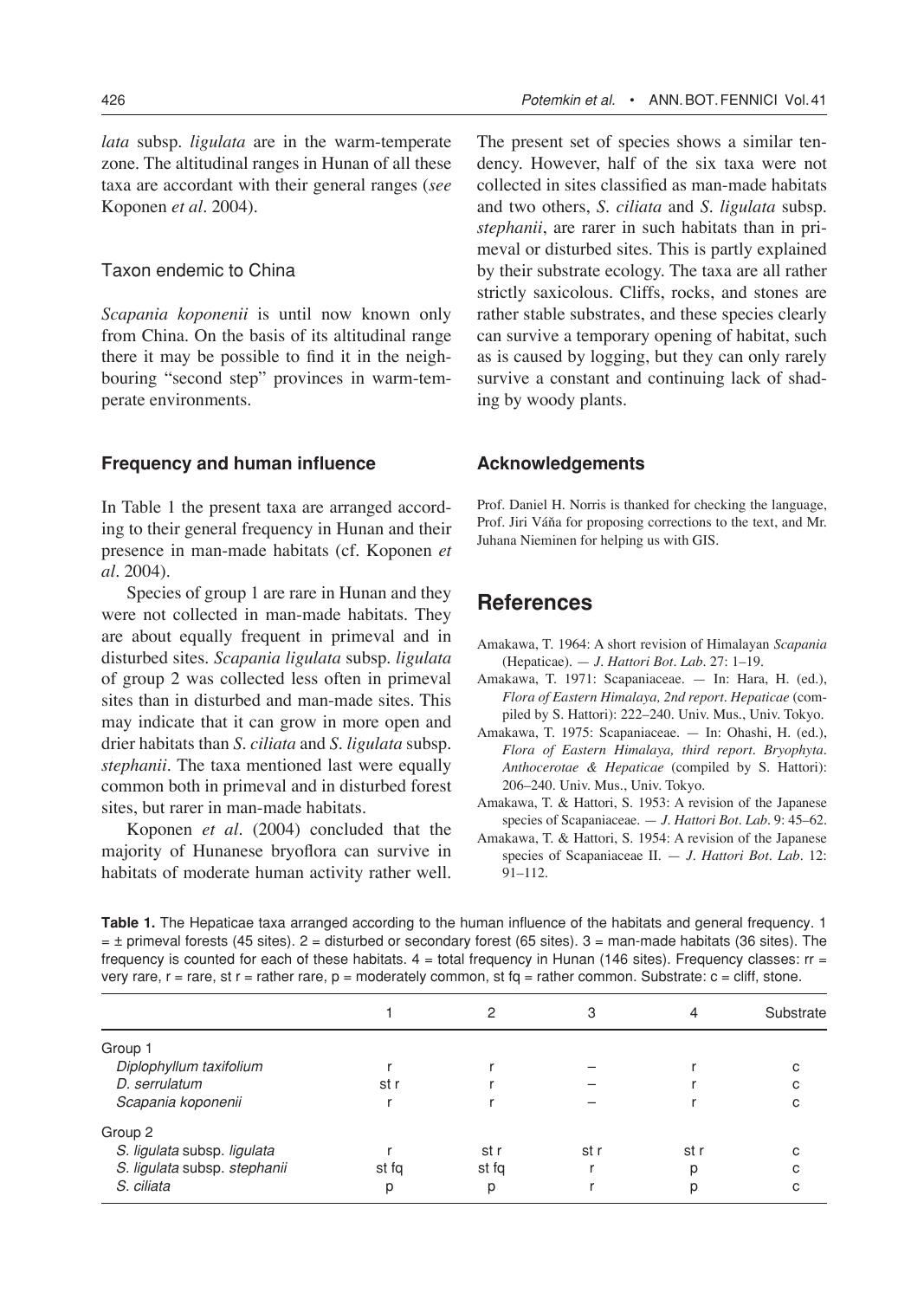*lata* subsp. *ligulata* are in the warm-temperate zone. The altitudinal ranges in Hunan of all these taxa are accordant with their general ranges (*see* Koponen *et al*. 2004).

### Taxon endemic to China

*Scapania koponenii* is until now known only from China. On the basis of its altitudinal range there it may be possible to find it in the neighbouring "second step" provinces in warm-temperate environments.

### Frequency and human influence

In Table 1 the present taxa are arranged according to their general frequency in Hunan and their presence in man-made habitats (cf. Koponen *et al*. 2004).

Species of group 1 are rare in Hunan and they were not collected in man-made habitats. They are about equally frequent in primeval and in disturbed sites. *Scapania ligulata* subsp. *ligulata* of group 2 was collected less often in primeval sites than in disturbed and man-made sites. This may indicate that it can grow in more open and drier habitats than *S. ciliata* and *S. ligulata* subsp. *stephanii*. The taxa mentioned last were equally common both in primeval and in disturbed forest sites, but rarer in man-made habitats.

Koponen *et al*. (2004) concluded that the majority of Hunanese bryoflora can survive in habitats of moderate human activity rather well. The present set of species shows a similar tendency. However, half of the six taxa were not collected in sites classified as man-made habitats and two others, *S. ciliata* and *S. ligulata* subsp. *stephanii*, are rarer in such habitats than in primeval or disturbed sites. This is partly explained by their substrate ecology. The taxa are all rather strictly saxicolous. Cliffs, rocks, and stones are rather stable substrates, and these species clearly can survive a temporary opening of habitat, such as is caused by logging, but they can only rarely survive a constant and continuing lack of shading by woody plants.

### Acknowledgements

Prof. Daniel H. Norris is thanked for checking the language, Prof. Jiri Váňa for proposing corrections to the text, and Mr. Juhana Nieminen for helping us with GIS.

## References

Amakawa, T. 1964: A short revision of Himalayan *Scapania* (Hepaticae). — *J. Hattori Bot. Lab.* 27: 1–19.

Amakawa, T. 1971: Scapaniaceae. — In: Hara, H. (ed.), *Flora of Eastern Himalaya, 2nd report. Hepaticae* (compiled by S. Hattori): 222–240. Univ. Mus., Univ. Tokyo.

Amakawa, T. 1975: Scapaniaceae. — In: Ohashi, H. (ed.), *Flora of Eastern Himalaya, third report. Bryophyta. Anthocerotae & Hepaticae* (compiled by S. Hattori): 206–240. Univ. Mus., Univ. Tokyo.

Amakawa, T. & Hattori, S. 1953: A revision of the Japanese species of Scapaniaceae. — *J. Hattori Bot. Lab.* 9: 45–62.

Amakawa, T. & Hattori, S. 1954: A revision of the Japanese species of Scapaniaceae II. — *J. Hattori Bot. Lab.* 12: 91–112.

**Table 1.** The Hepaticae taxa arranged according to the human influence of the habitats and general frequency. 1 = ± primeval forests (45 sites). 2 = disturbed or secondary forest (65 sites). 3 = man-made habitats (36 sites). The frequency is counted for each of these habitats. 4 = total frequency in Hunan (146 sites). Frequency classes: rr = very rare, r = rare, st r = rather rare, p = moderately common, st fq = rather common. Substrate: c = cliff, stone.

| | 1 | 2 | 3 | 4 | Substrate |
|---|---|---|---|---|---|
| Group 1 | | | | | |
| *Diplophyllum taxifolium* | r | r | – | r | c |
| *D. serrulatum* | st r | r | – | r | c |
| *Scapania koponenii* | r | r | – | r | c |
| Group 2 | | | | | |
| *S. ligulata* subsp. *ligulata* | r | st r | st r | st r | c |
| *S. ligulata* subsp. *stephanii* | st fq | st fq | r | p | c |
| *S. ciliata* | p | p | r | p | c |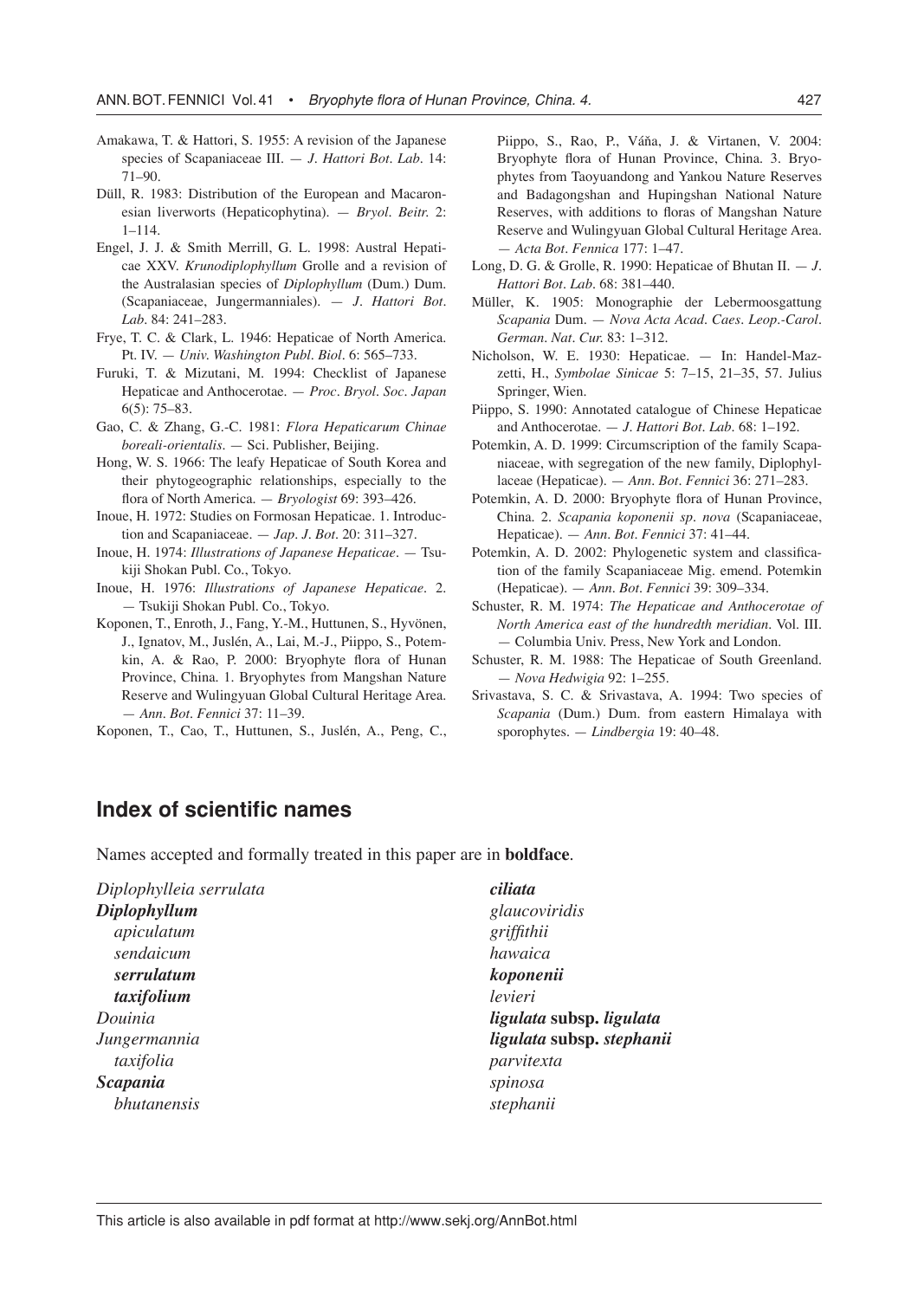Amakawa, T. & Hattori, S. 1955: A revision of the Japanese species of Scapaniaceae III. — *J. Hattori Bot. Lab.* 14: 71–90.

Düll, R. 1983: Distribution of the European and Macaronesian liverworts (Hepaticophytina). — *Bryol. Beitr.* 2: 1–114.

Engel, J. J. & Smith Merrill, G. L. 1998: Austral Hepaticae XXV. *Krunodiplophyllum* Grolle and a revision of the Australasian species of *Diplophyllum* (Dum.) Dum. (Scapaniaceae, Jungermanniales). — *J. Hattori Bot. Lab.* 84: 241–283.

Frye, T. C. & Clark, L. 1946: Hepaticae of North America. Pt. IV. — *Univ. Washington Publ. Biol.* 6: 565–733.

Furuki, T. & Mizutani, M. 1994: Checklist of Japanese Hepaticae and Anthocerotae. — *Proc. Bryol. Soc. Japan* 6(5): 75–83.

Gao, C. & Zhang, G.-C. 1981: *Flora Hepaticarum Chinae boreali-orientalis*. — Sci. Publisher, Beijing.

Hong, W. S. 1966: The leafy Hepaticae of South Korea and their phytogeographic relationships, especially to the flora of North America. — *Bryologist* 69: 393–426.

Inoue, H. 1972: Studies on Formosan Hepaticae. 1. Introduction and Scapaniaceae. — *Jap. J. Bot.* 20: 311–327.

Inoue, H. 1974: *Illustrations of Japanese Hepaticae*. — Tsukiji Shokan Publ. Co., Tokyo.

Inoue, H. 1976: *Illustrations of Japanese Hepaticae*. 2. — Tsukiji Shokan Publ. Co., Tokyo.

Koponen, T., Enroth, J., Fang, Y.-M., Huttunen, S., Hyvönen, J., Ignatov, M., Juslén, A., Lai, M.-J., Piippo, S., Potemkin, A. & Rao, P. 2000: Bryophyte flora of Hunan Province, China. 1. Bryophytes from Mangshan Nature Reserve and Wulingyuan Global Cultural Heritage Area. — *Ann. Bot. Fennici* 37: 11–39.

Koponen, T., Cao, T., Huttunen, S., Juslén, A., Peng, C., Piippo, S., Rao, P., Váňa, J. & Virtanen, V. 2004: Bryophyte flora of Hunan Province, China. 3. Bryophytes from Taoyuandong and Yankou Nature Reserves and Badagongshan and Hupingshan National Nature Reserves, with additions to floras of Mangshan Nature Reserve and Wulingyuan Global Cultural Heritage Area. — *Acta Bot. Fennica* 177: 1–47.

Long, D. G. & Grolle, R. 1990: Hepaticae of Bhutan II. — *J. Hattori Bot. Lab.* 68: 381–440.

Müller, K. 1905: Monographie der Lebermoosgattung *Scapania* Dum. — *Nova Acta Acad. Caes. Leop.-Carol. German. Nat. Cur.* 83: 1–312.

Nicholson, W. E. 1930: Hepaticae. — In: Handel-Mazzetti, H., *Symbolae Sinicae* 5: 7–15, 21–35, 57. Julius Springer, Wien.

Piippo, S. 1990: Annotated catalogue of Chinese Hepaticae and Anthocerotae. — *J. Hattori Bot. Lab.* 68: 1–192.

Potemkin, A. D. 1999: Circumscription of the family Scapaniaceae, with segregation of the new family, Diplophyllaceae (Hepaticae). — *Ann. Bot. Fennici* 36: 271–283.

Potemkin, A. D. 2000: Bryophyte flora of Hunan Province, China. 2. *Scapania koponenii sp. nova* (Scapaniaceae, Hepaticae). — *Ann. Bot. Fennici* 37: 41–44.

Potemkin, A. D. 2002: Phylogenetic system and classification of the family Scapaniaceae Mig. emend. Potemkin (Hepaticae). — *Ann. Bot. Fennici* 39: 309–334.

Schuster, R. M. 1974: *The Hepaticae and Anthocerotae of North America east of the hundredth meridian*. Vol. III. — Columbia Univ. Press, New York and London.

Schuster, R. M. 1988: The Hepaticae of South Greenland. — *Nova Hedwigia* 92: 1–255.

Srivastava, S. C. & Srivastava, A. 1994: Two species of *Scapania* (Dum.) Dum. from eastern Himalaya with sporophytes. — *Lindbergia* 19: 40–48.

## Index of scientific names

Names accepted and formally treated in this paper are in **boldface**.

*Diplophylleia serrulata*
***Diplophyllum***
*apiculatum*
*sendaicum*
***serrulatum***
***taxifolium***
*Douinia*
*Jungermannia*
*taxifolia*
***Scapania***
*bhutanensis*
***ciliata***
*glaucoviridis*
*griffithii*
*hawaica*
***koponenii***
*levieri*
***ligulata* subsp. *ligulata***
***ligulata* subsp. *stephanii***
*parvitexta*
*spinosa*
*stephanii*

This article is also available in pdf format at http://www.sekj.org/AnnBot.html